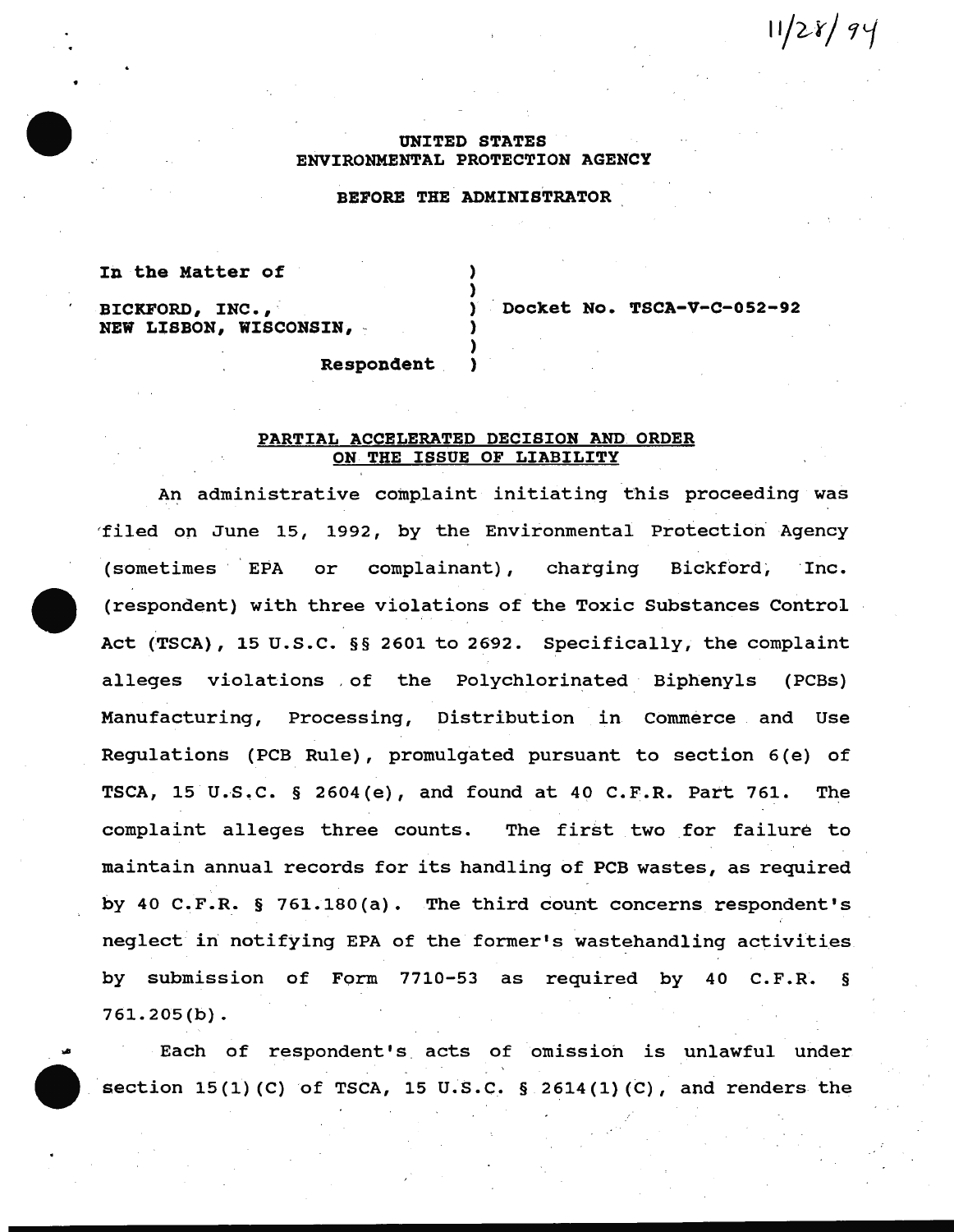11/28/94

UNITED STATES
ENVIRONMENTAL PROTECTION AGENCY

BEFORE THE ADMINISTRATOR

In the Matter of

BICKFORD, INC.,
NEW LISBON, WISCONSIN,

Respondent

Docket No. TSCA-V-C-052-92

**PARTIAL ACCELERATED DECISION AND ORDER ON THE ISSUE OF LIABILITY**

An administrative complaint initiating this proceeding was filed on June 15, 1992, by the Environmental Protection Agency (sometimes EPA or complainant), charging Bickford, Inc. (respondent) with three violations of the Toxic Substances Control Act (TSCA), 15 U.S.C. §§ 2601 to 2692. Specifically, the complaint alleges violations of the Polychlorinated Biphenyls (PCBs) Manufacturing, Processing, Distribution in Commerce and Use Regulations (PCB Rule), promulgated pursuant to section 6(e) of TSCA, 15 U.S.C. § 2604(e), and found at 40 C.F.R. Part 761. The complaint alleges three counts. The first two for failure to maintain annual records for its handling of PCB wastes, as required by 40 C.F.R. § 761.180(a). The third count concerns respondent's neglect in notifying EPA of the former's wastehandling activities by submission of Form 7710-53 as required by 40 C.F.R. § 761.205(b).

Each of respondent's acts of omission is unlawful under section 15(1)(C) of TSCA, 15 U.S.C. § 2614(1)(C), and renders the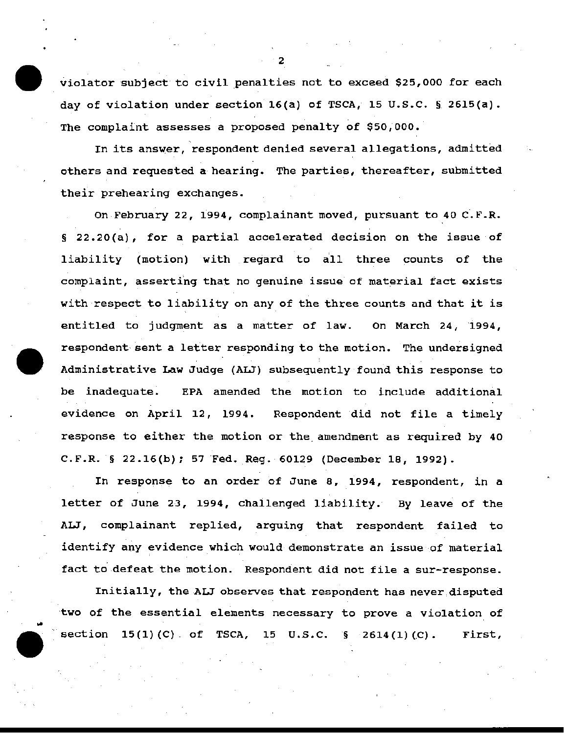violator subject to civil penalties not to exceed $25,000 for each day of violation under section 16(a) of TSCA, 15 U.S.C. § 2615(a). The complaint assesses a proposed penalty of $50,000.

In its answer, respondent denied several allegations, admitted others and requested a hearing. The parties, thereafter, submitted their prehearing exchanges.

On February 22, 1994, complainant moved, pursuant to 40 C.F.R. § 22.20(a), for a partial accelerated decision on the issue of liability (motion) with regard to all three counts of the complaint, asserting that no genuine issue of material fact exists with respect to liability on any of the three counts and that it is entitled to judgment as a matter of law. On March 24, 1994, respondent sent a letter responding to the motion. The undersigned Administrative Law Judge (ALJ) subsequently found this response to be inadequate. EPA amended the motion to include additional evidence on April 12, 1994. Respondent did not file a timely response to either the motion or the amendment as required by 40 C.F.R. § 22.16(b); 57 Fed. Reg. 60129 (December 18, 1992).

In response to an order of June 8, 1994, respondent, in a letter of June 23, 1994, challenged liability. By leave of the ALJ, complainant replied, arguing that respondent failed to identify any evidence which would demonstrate an issue of material fact to defeat the motion. Respondent did not file a sur-response.

Initially, the ALJ observes that respondent has never disputed two of the essential elements necessary to prove a violation of section 15(1)(C) of TSCA, 15 U.S.C. § 2614(1)(C). First,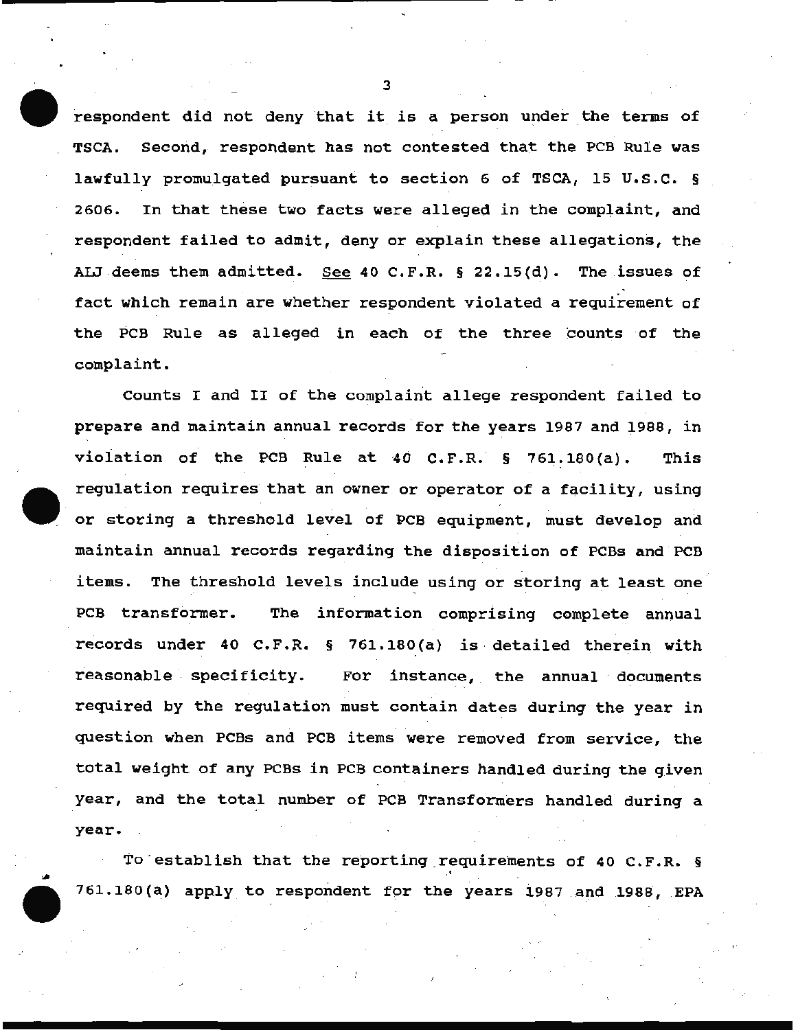respondent did not deny that it is a person under the terms of TSCA. Second, respondent has not contested that the PCB Rule was lawfully promulgated pursuant to section 6 of TSCA, 15 U.S.C. § 2606. In that these two facts were alleged in the complaint, and respondent failed to admit, deny or explain these allegations, the ALJ deems them admitted. See 40 C.F.R. § 22.15(d). The issues of fact which remain are whether respondent violated a requirement of the PCB Rule as alleged in each of the three counts of the complaint.

Counts I and II of the complaint allege respondent failed to prepare and maintain annual records for the years 1987 and 1988, in violation of the PCB Rule at 40 C.F.R. § 761.180(a). This regulation requires that an owner or operator of a facility, using or storing a threshold level of PCB equipment, must develop and maintain annual records regarding the disposition of PCBs and PCB items. The threshold levels include using or storing at least one PCB transformer. The information comprising complete annual records under 40 C.F.R. § 761.180(a) is detailed therein with reasonable specificity. For instance, the annual documents required by the regulation must contain dates during the year in question when PCBs and PCB items were removed from service, the total weight of any PCBs in PCB containers handled during the given year, and the total number of PCB Transformers handled during a year.

To establish that the reporting requirements of 40 C.F.R. § 761.180(a) apply to respondent for the years 1987 and 1988, EPA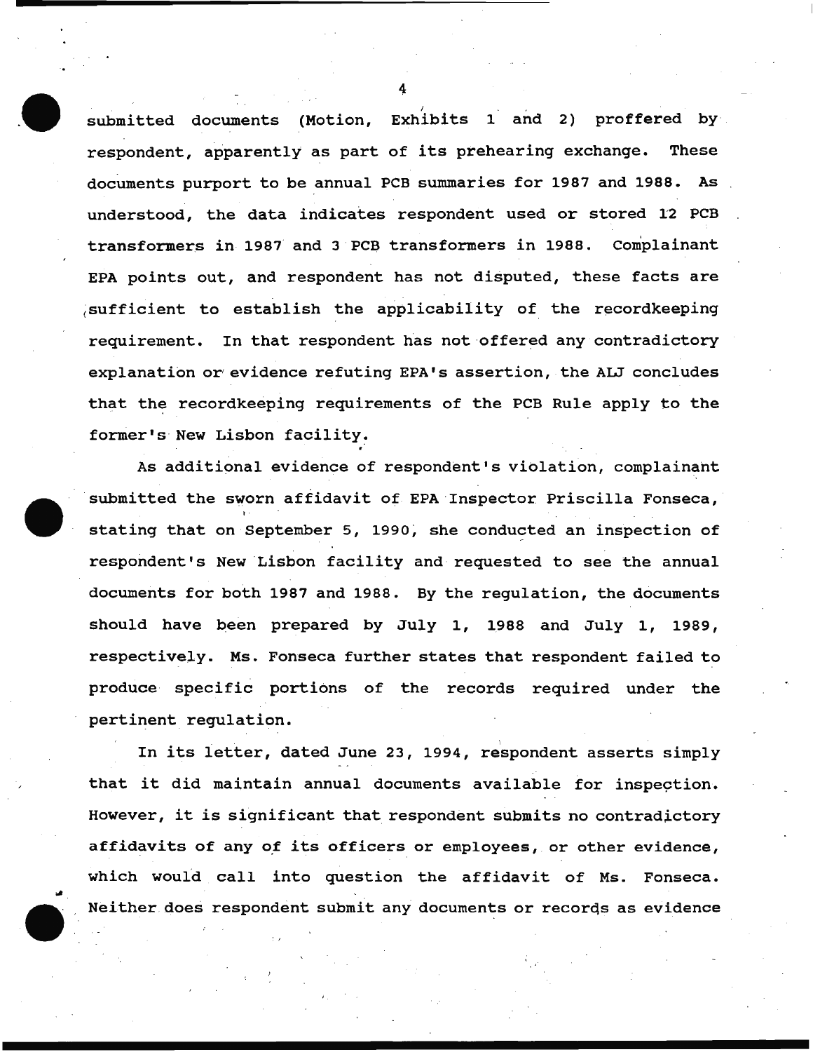submitted documents (Motion, Exhibits 1 and 2) proffered by respondent, apparently as part of its prehearing exchange. These documents purport to be annual PCB summaries for 1987 and 1988. As understood, the data indicates respondent used or stored 12 PCB transformers in 1987 and 3 PCB transformers in 1988. Complainant EPA points out, and respondent has not disputed, these facts are sufficient to establish the applicability of the recordkeeping requirement. In that respondent has not offered any contradictory explanation or evidence refuting EPA's assertion, the ALJ concludes that the recordkeeping requirements of the PCB Rule apply to the former's New Lisbon facility.

As additional evidence of respondent's violation, complainant submitted the sworn affidavit of EPA Inspector Priscilla Fonseca, stating that on September 5, 1990, she conducted an inspection of respondent's New Lisbon facility and requested to see the annual documents for both 1987 and 1988. By the regulation, the documents should have been prepared by July 1, 1988 and July 1, 1989, respectively. Ms. Fonseca further states that respondent failed to produce specific portions of the records required under the pertinent regulation.

In its letter, dated June 23, 1994, respondent asserts simply that it did maintain annual documents available for inspection. However, it is significant that respondent submits no contradictory affidavits of any of its officers or employees, or other evidence, which would call into question the affidavit of Ms. Fonseca. Neither does respondent submit any documents or records as evidence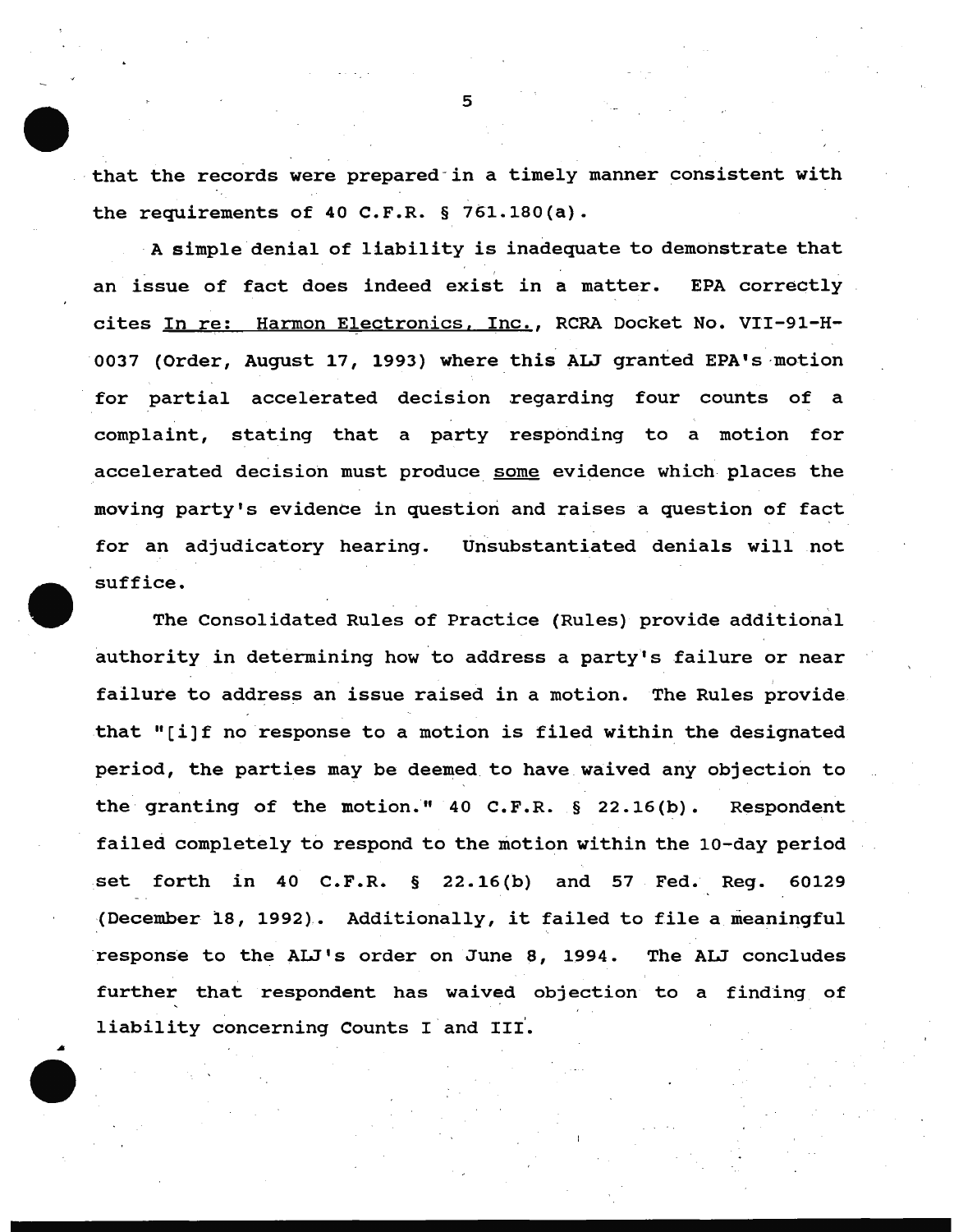that the records were prepared in a timely manner consistent with the requirements of 40 C.F.R. § 761.180(a).

A simple denial of liability is inadequate to demonstrate that an issue of fact does indeed exist in a matter. EPA correctly cites In re: Harmon Electronics, Inc., RCRA Docket No. VII-91-H-0037 (Order, August 17, 1993) where this ALJ granted EPA's motion for partial accelerated decision regarding four counts of a complaint, stating that a party responding to a motion for accelerated decision must produce some evidence which places the moving party's evidence in question and raises a question of fact for an adjudicatory hearing. Unsubstantiated denials will not suffice.

The Consolidated Rules of Practice (Rules) provide additional authority in determining how to address a party's failure or near failure to address an issue raised in a motion. The Rules provide that "[i]f no response to a motion is filed within the designated period, the parties may be deemed to have waived any objection to the granting of the motion." 40 C.F.R. § 22.16(b). Respondent failed completely to respond to the motion within the 10-day period set forth in 40 C.F.R. § 22.16(b) and 57 Fed. Reg. 60129 (December 18, 1992). Additionally, it failed to file a meaningful response to the ALJ's order on June 8, 1994. The ALJ concludes further that respondent has waived objection to a finding of liability concerning Counts I and III.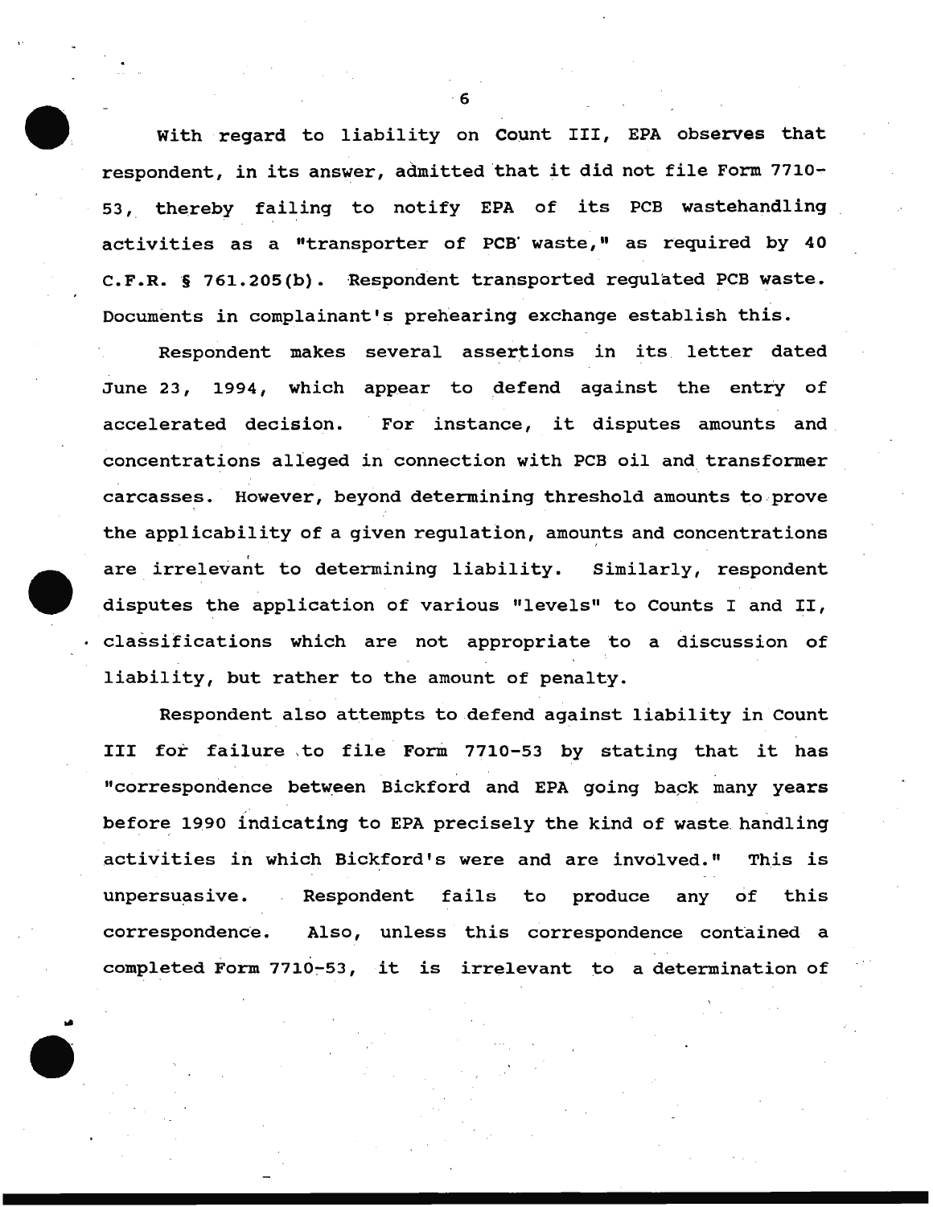With regard to liability on Count III, EPA observes that respondent, in its answer, admitted that it did not file Form 7710-53, thereby failing to notify EPA of its PCB wastehandling activities as a "transporter of PCB waste," as required by 40 C.F.R. § 761.205(b). Respondent transported regulated PCB waste. Documents in complainant's prehearing exchange establish this.

Respondent makes several assertions in its letter dated June 23, 1994, which appear to defend against the entry of accelerated decision. For instance, it disputes amounts and concentrations alleged in connection with PCB oil and transformer carcasses. However, beyond determining threshold amounts to prove the applicability of a given regulation, amounts and concentrations are irrelevant to determining liability. Similarly, respondent disputes the application of various "levels" to Counts I and II, classifications which are not appropriate to a discussion of liability, but rather to the amount of penalty.

Respondent also attempts to defend against liability in Count III for failure to file Form 7710-53 by stating that it has "correspondence between Bickford and EPA going back many years before 1990 indicating to EPA precisely the kind of waste handling activities in which Bickford's were and are involved." This is unpersuasive. Respondent fails to produce any of this correspondence. Also, unless this correspondence contained a completed Form 7710-53, it is irrelevant to a determination of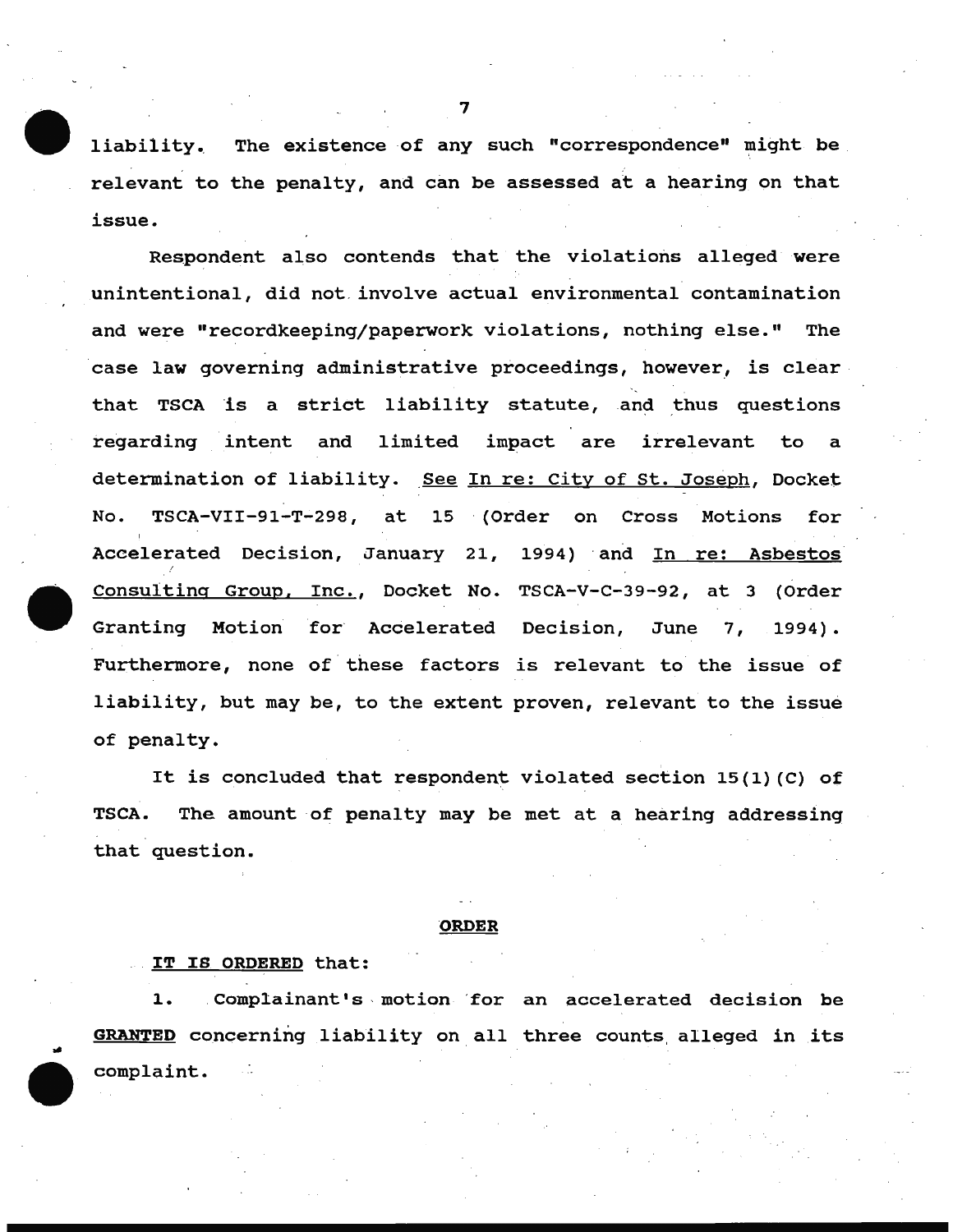liability. The existence of any such "correspondence" might be relevant to the penalty, and can be assessed at a hearing on that issue.

Respondent also contends that the violations alleged were unintentional, did not involve actual environmental contamination and were "recordkeeping/paperwork violations, nothing else." The case law governing administrative proceedings, however, is clear that TSCA is a strict liability statute, and thus questions regarding intent and limited impact are irrelevant to a determination of liability. See In re: City of St. Joseph, Docket No. TSCA-VII-91-T-298, at 15 (Order on Cross Motions for Accelerated Decision, January 21, 1994) and In re: Asbestos Consulting Group, Inc., Docket No. TSCA-V-C-39-92, at 3 (Order Granting Motion for Accelerated Decision, June 7, 1994). Furthermore, none of these factors is relevant to the issue of liability, but may be, to the extent proven, relevant to the issue of penalty.

It is concluded that respondent violated section 15(1)(C) of TSCA. The amount of penalty may be met at a hearing addressing that question.

## ORDER

IT IS ORDERED that:

1. Complainant's motion for an accelerated decision be **GRANTED** concerning liability on all three counts alleged in its complaint.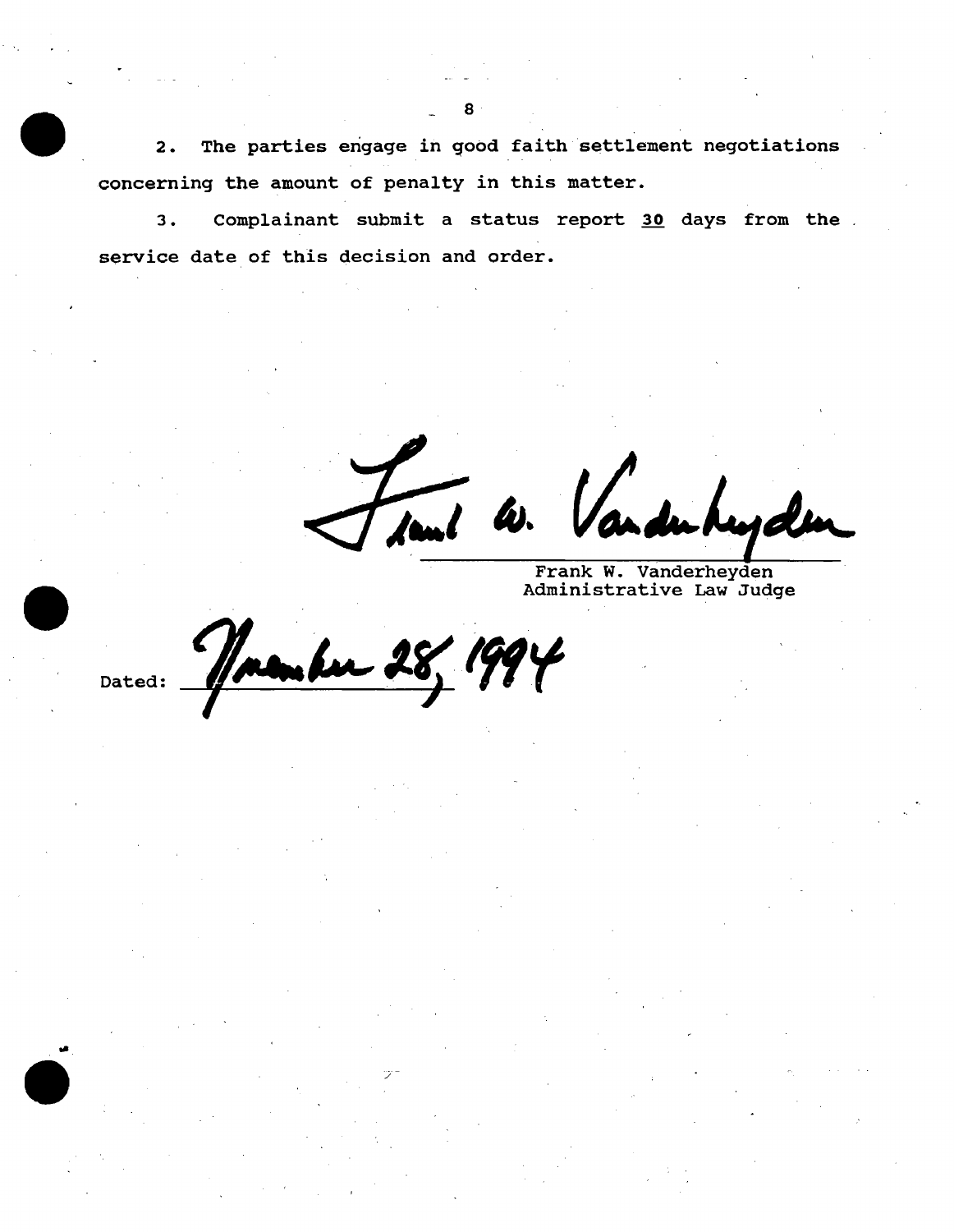2. The parties engage in good faith settlement negotiations concerning the amount of penalty in this matter.

3. Complainant submit a status report 30 days from the service date of this decision and order.

Frank W. Vanderheyden
Administrative Law Judge

Dated: November 28, 1994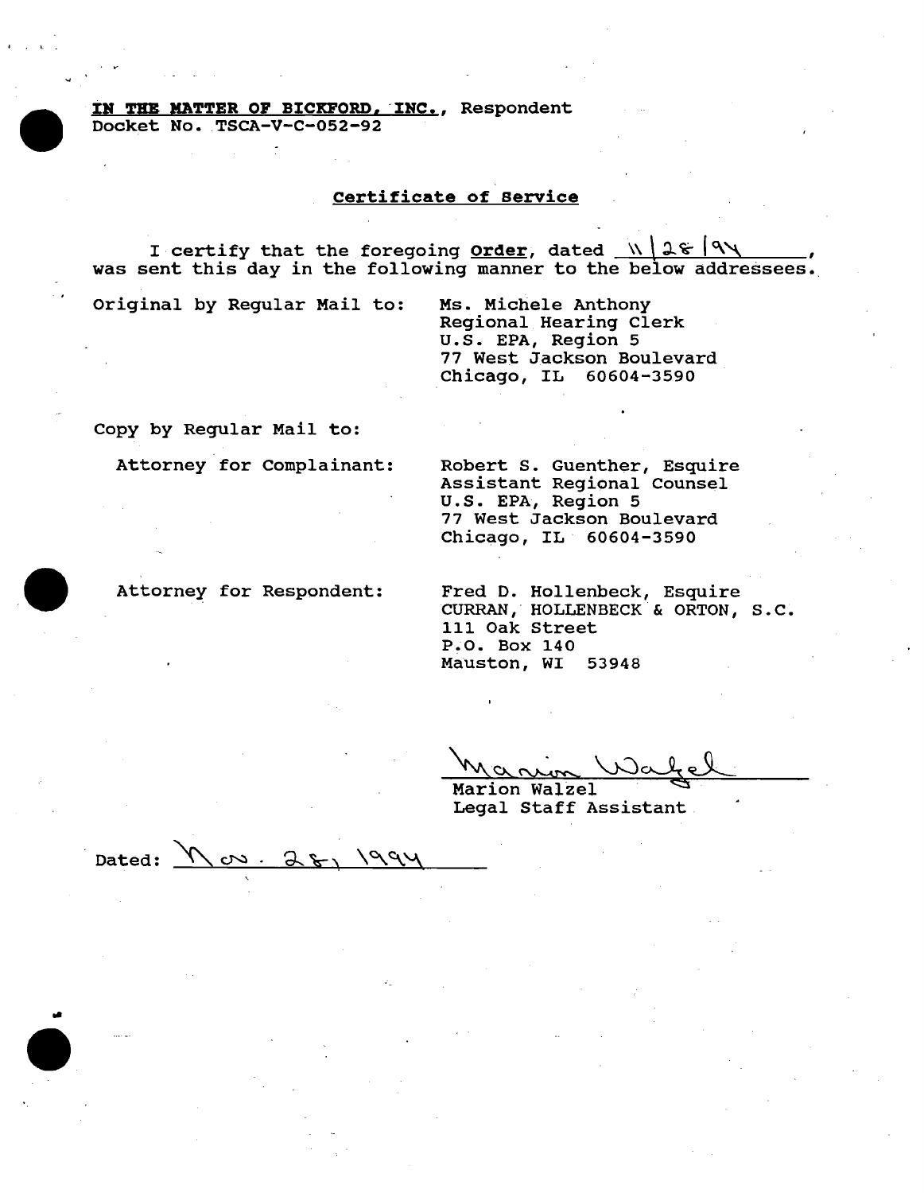**IN THE MATTER OF BICKFORD, INC.**, Respondent
Docket No. TSCA-V-C-052-92

## Certificate of Service

I certify that the foregoing **Order**, dated 11/28/94, was sent this day in the following manner to the below addressees.

Original by Regular Mail to:

Ms. Michele Anthony
Regional Hearing Clerk
U.S. EPA, Region 5
77 West Jackson Boulevard
Chicago, IL 60604-3590

Copy by Regular Mail to:

Attorney for Complainant:

Robert S. Guenther, Esquire
Assistant Regional Counsel
U.S. EPA, Region 5
77 West Jackson Boulevard
Chicago, IL 60604-3590

Attorney for Respondent:

Fred D. Hollenbeck, Esquire
CURRAN, HOLLENBECK & ORTON, S.C.
111 Oak Street
P.O. Box 140
Mauston, WI 53948

Marion Walzel
Marion Walzel
Legal Staff Assistant

Dated: Nov. 28, 1994